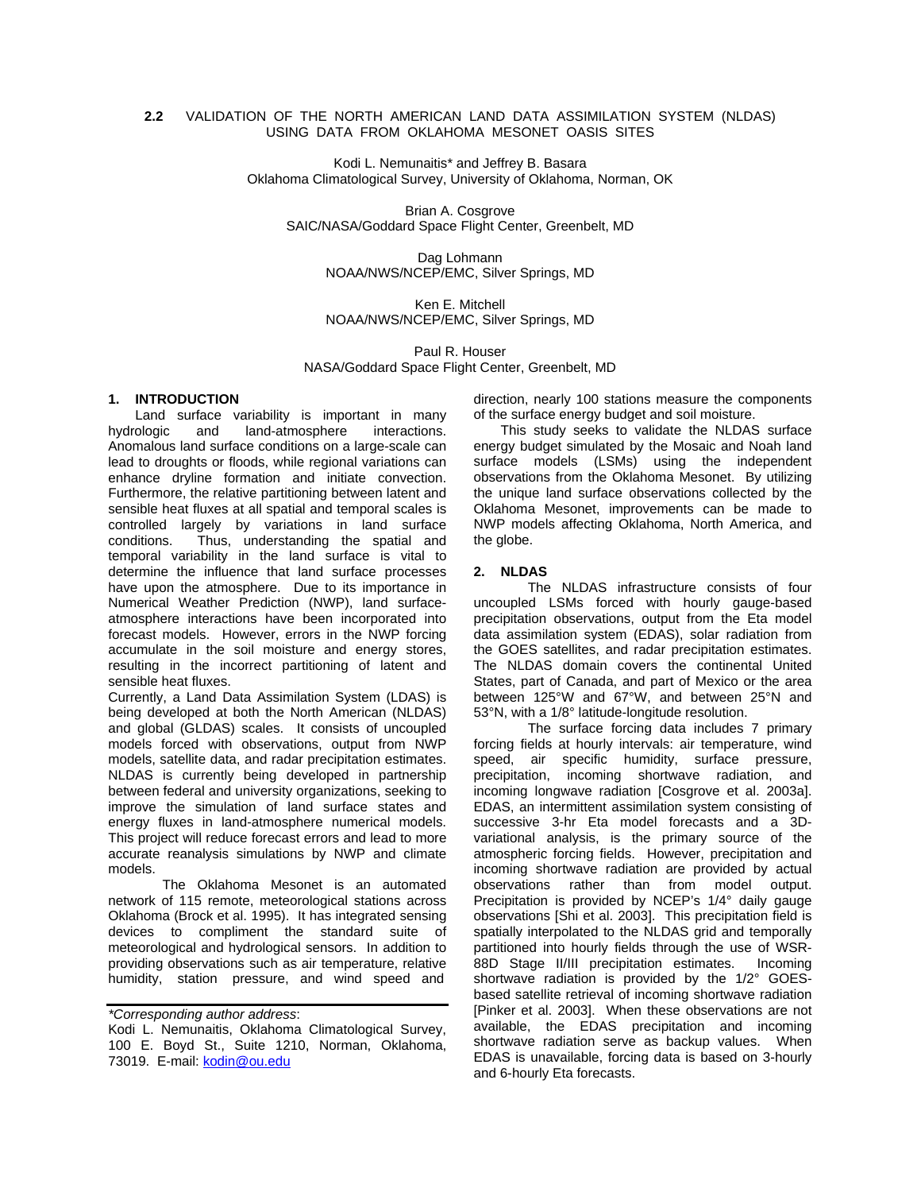# 2.2 VALIDATION OF THE NORTH AMERICAN LAND DATA ASSIMILATION SYSTEM (NLDAS) USING DATA FROM OKLAHOMA MESONET OASIS SITES

Kodi L. Nemunaitis* and Jeffrey B. Basara
Oklahoma Climatological Survey, University of Oklahoma, Norman, OK

Brian A. Cosgrove
SAIC/NASA/Goddard Space Flight Center, Greenbelt, MD

Dag Lohmann
NOAA/NWS/NCEP/EMC, Silver Springs, MD

Ken E. Mitchell
NOAA/NWS/NCEP/EMC, Silver Springs, MD

Paul R. Houser
NASA/Goddard Space Flight Center, Greenbelt, MD

## 1. INTRODUCTION

Land surface variability is important in many hydrologic and land-atmosphere interactions. Anomalous land surface conditions on a large-scale can lead to droughts or floods, while regional variations can enhance dryline formation and initiate convection. Furthermore, the relative partitioning between latent and sensible heat fluxes at all spatial and temporal scales is controlled largely by variations in land surface conditions. Thus, understanding the spatial and temporal variability in the land surface is vital to determine the influence that land surface processes have upon the atmosphere. Due to its importance in Numerical Weather Prediction (NWP), land surface-atmosphere interactions have been incorporated into forecast models. However, errors in the NWP forcing accumulate in the soil moisture and energy stores, resulting in the incorrect partitioning of latent and sensible heat fluxes.

Currently, a Land Data Assimilation System (LDAS) is being developed at both the North American (NLDAS) and global (GLDAS) scales. It consists of uncoupled models forced with observations, output from NWP models, satellite data, and radar precipitation estimates. NLDAS is currently being developed in partnership between federal and university organizations, seeking to improve the simulation of land surface states and energy fluxes in land-atmosphere numerical models. This project will reduce forecast errors and lead to more accurate reanalysis simulations by NWP and climate models.

The Oklahoma Mesonet is an automated network of 115 remote, meteorological stations across Oklahoma (Brock et al. 1995). It has integrated sensing devices to compliment the standard suite of meteorological and hydrological sensors. In addition to providing observations such as air temperature, relative humidity, station pressure, and wind speed and direction, nearly 100 stations measure the components of the surface energy budget and soil moisture.

This study seeks to validate the NLDAS surface energy budget simulated by the Mosaic and Noah land surface models (LSMs) using the independent observations from the Oklahoma Mesonet. By utilizing the unique land surface observations collected by the Oklahoma Mesonet, improvements can be made to NWP models affecting Oklahoma, North America, and the globe.

## 2. NLDAS

The NLDAS infrastructure consists of four uncoupled LSMs forced with hourly gauge-based precipitation observations, output from the Eta model data assimilation system (EDAS), solar radiation from the GOES satellites, and radar precipitation estimates. The NLDAS domain covers the continental United States, part of Canada, and part of Mexico or the area between 125°W and 67°W, and between 25°N and 53°N, with a 1/8° latitude-longitude resolution.

The surface forcing data includes 7 primary forcing fields at hourly intervals: air temperature, wind speed, air specific humidity, surface pressure, precipitation, incoming shortwave radiation, and incoming longwave radiation [Cosgrove et al. 2003a]. EDAS, an intermittent assimilation system consisting of successive 3-hr Eta model forecasts and a 3D-variational analysis, is the primary source of the atmospheric forcing fields. However, precipitation and incoming shortwave radiation are provided by actual observations rather than from model output. Precipitation is provided by NCEP's 1/4° daily gauge observations [Shi et al. 2003]. This precipitation field is spatially interpolated to the NLDAS grid and temporally partitioned into hourly fields through the use of WSR-88D Stage II/III precipitation estimates. Incoming shortwave radiation is provided by the 1/2° GOES-based satellite retrieval of incoming shortwave radiation [Pinker et al. 2003]. When these observations are not available, the EDAS precipitation and incoming shortwave radiation serve as backup values. When EDAS is unavailable, forcing data is based on 3-hourly and 6-hourly Eta forecasts.

---

*\*Corresponding author address*:
Kodi L. Nemunaitis, Oklahoma Climatological Survey, 100 E. Boyd St., Suite 1210, Norman, Oklahoma, 73019. E-mail: kodin@ou.edu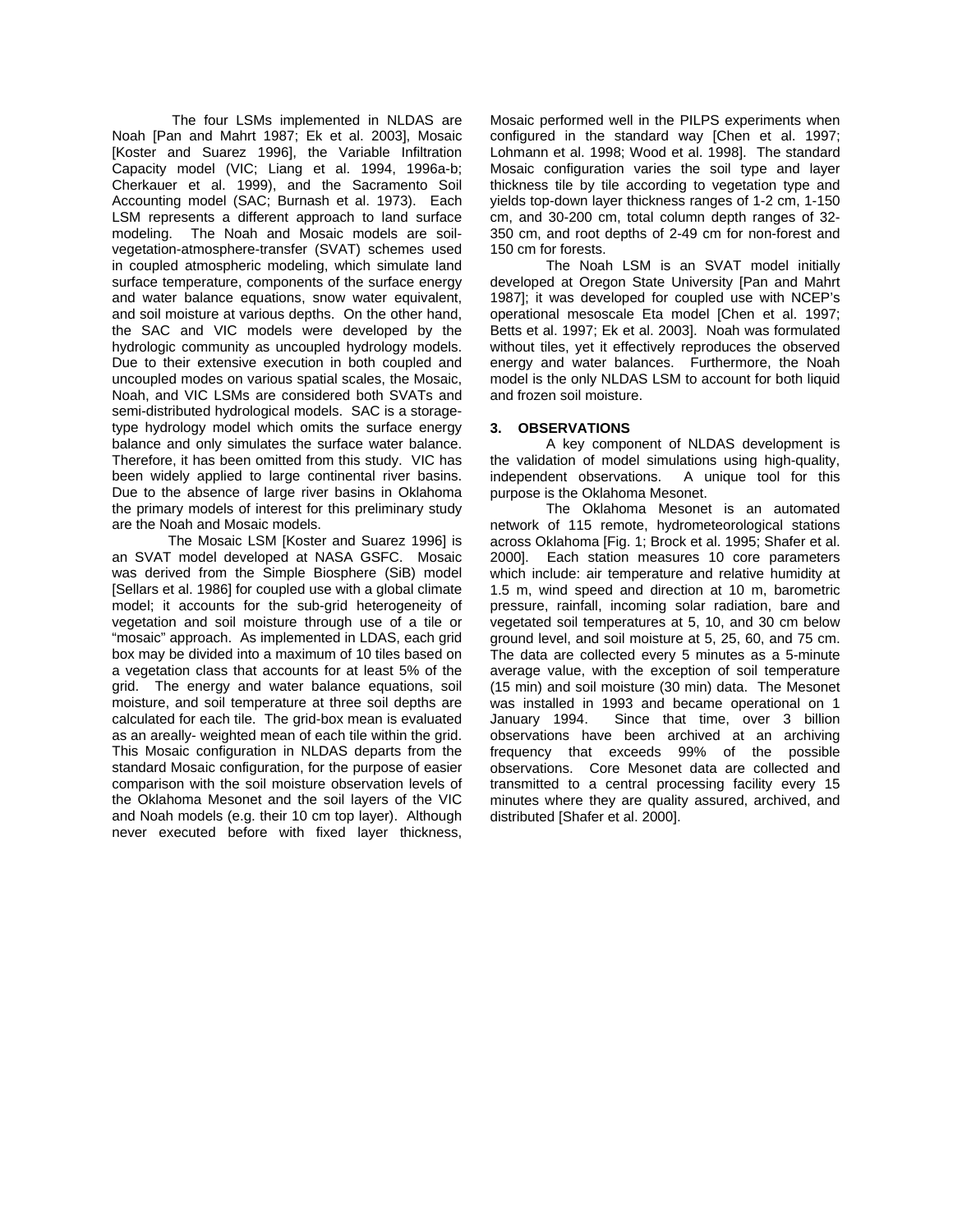The four LSMs implemented in NLDAS are Noah [Pan and Mahrt 1987; Ek et al. 2003], Mosaic [Koster and Suarez 1996], the Variable Infiltration Capacity model (VIC; Liang et al. 1994, 1996a-b; Cherkauer et al. 1999), and the Sacramento Soil Accounting model (SAC; Burnash et al. 1973). Each LSM represents a different approach to land surface modeling. The Noah and Mosaic models are soil-vegetation-atmosphere-transfer (SVAT) schemes used in coupled atmospheric modeling, which simulate land surface temperature, components of the surface energy and water balance equations, snow water equivalent, and soil moisture at various depths. On the other hand, the SAC and VIC models were developed by the hydrologic community as uncoupled hydrology models. Due to their extensive execution in both coupled and uncoupled modes on various spatial scales, the Mosaic, Noah, and VIC LSMs are considered both SVATs and semi-distributed hydrological models. SAC is a storage-type hydrology model which omits the surface energy balance and only simulates the surface water balance. Therefore, it has been omitted from this study. VIC has been widely applied to large continental river basins. Due to the absence of large river basins in Oklahoma the primary models of interest for this preliminary study are the Noah and Mosaic models.

The Mosaic LSM [Koster and Suarez 1996] is an SVAT model developed at NASA GSFC. Mosaic was derived from the Simple Biosphere (SiB) model [Sellars et al. 1986] for coupled use with a global climate model; it accounts for the sub-grid heterogeneity of vegetation and soil moisture through use of a tile or "mosaic" approach. As implemented in LDAS, each grid box may be divided into a maximum of 10 tiles based on a vegetation class that accounts for at least 5% of the grid. The energy and water balance equations, soil moisture, and soil temperature at three soil depths are calculated for each tile. The grid-box mean is evaluated as an areally- weighted mean of each tile within the grid. This Mosaic configuration in NLDAS departs from the standard Mosaic configuration, for the purpose of easier comparison with the soil moisture observation levels of the Oklahoma Mesonet and the soil layers of the VIC and Noah models (e.g. their 10 cm top layer). Although never executed before with fixed layer thickness, Mosaic performed well in the PILPS experiments when configured in the standard way [Chen et al. 1997; Lohmann et al. 1998; Wood et al. 1998]. The standard Mosaic configuration varies the soil type and layer thickness tile by tile according to vegetation type and yields top-down layer thickness ranges of 1-2 cm, 1-150 cm, and 30-200 cm, total column depth ranges of 32-350 cm, and root depths of 2-49 cm for non-forest and 150 cm for forests.

The Noah LSM is an SVAT model initially developed at Oregon State University [Pan and Mahrt 1987]; it was developed for coupled use with NCEP's operational mesoscale Eta model [Chen et al. 1997; Betts et al. 1997; Ek et al. 2003]. Noah was formulated without tiles, yet it effectively reproduces the observed energy and water balances. Furthermore, the Noah model is the only NLDAS LSM to account for both liquid and frozen soil moisture.

## 3. OBSERVATIONS

A key component of NLDAS development is the validation of model simulations using high-quality, independent observations. A unique tool for this purpose is the Oklahoma Mesonet.

The Oklahoma Mesonet is an automated network of 115 remote, hydrometeorological stations across Oklahoma [Fig. 1; Brock et al. 1995; Shafer et al. 2000]. Each station measures 10 core parameters which include: air temperature and relative humidity at 1.5 m, wind speed and direction at 10 m, barometric pressure, rainfall, incoming solar radiation, bare and vegetated soil temperatures at 5, 10, and 30 cm below ground level, and soil moisture at 5, 25, 60, and 75 cm. The data are collected every 5 minutes as a 5-minute average value, with the exception of soil temperature (15 min) and soil moisture (30 min) data. The Mesonet was installed in 1993 and became operational on 1 January 1994. Since that time, over 3 billion observations have been archived at an archiving frequency that exceeds 99% of the possible observations. Core Mesonet data are collected and transmitted to a central processing facility every 15 minutes where they are quality assured, archived, and distributed [Shafer et al. 2000].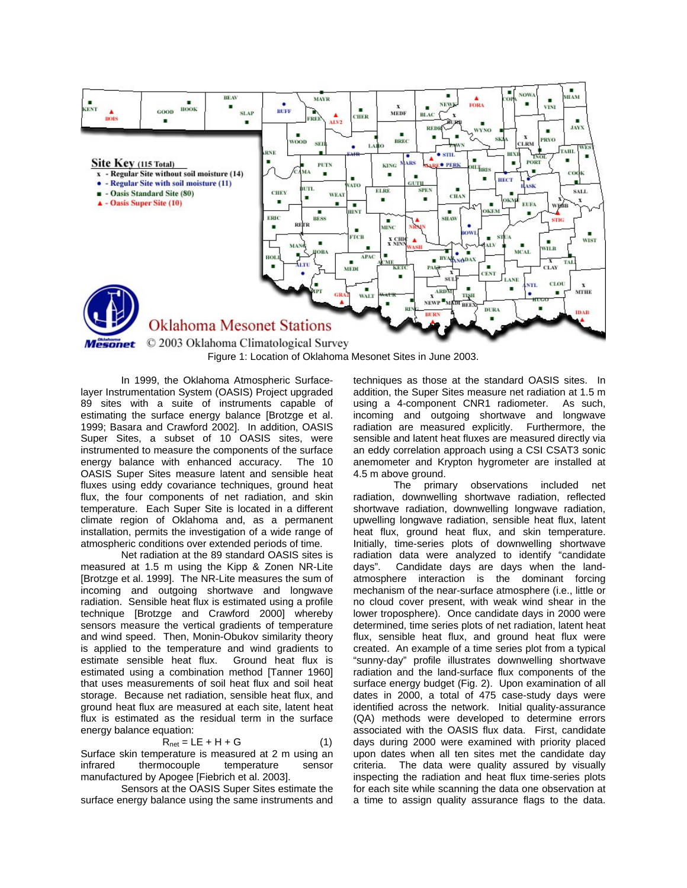Figure 1: Location of Oklahoma Mesonet Sites in June 2003.

In 1999, the Oklahoma Atmospheric Surface-layer Instrumentation System (OASIS) Project upgraded 89 sites with a suite of instruments capable of estimating the surface energy balance [Brotzge et al. 1999; Basara and Crawford 2002]. In addition, OASIS Super Sites, a subset of 10 OASIS sites, were instrumented to measure the components of the surface energy balance with enhanced accuracy. The 10 OASIS Super Sites measure latent and sensible heat fluxes using eddy covariance techniques, ground heat flux, the four components of net radiation, and skin temperature. Each Super Site is located in a different climate region of Oklahoma and, as a permanent installation, permits the investigation of a wide range of atmospheric conditions over extended periods of time.

Net radiation at the 89 standard OASIS sites is measured at 1.5 m using the Kipp & Zonen NR-Lite [Brotzge et al. 1999]. The NR-Lite measures the sum of incoming and outgoing shortwave and longwave radiation. Sensible heat flux is estimated using a profile technique [Brotzge and Crawford 2000] whereby sensors measure the vertical gradients of temperature and wind speed. Then, Monin-Obukov similarity theory is applied to the temperature and wind gradients to estimate sensible heat flux. Ground heat flux is estimated using a combination method [Tanner 1960] that uses measurements of soil heat flux and soil heat storage. Because net radiation, sensible heat flux, and ground heat flux are measured at each site, latent heat flux is estimated as the residual term in the surface energy balance equation:

$$R_{net} = LE + H + G \qquad (1)$$

Surface skin temperature is measured at 2 m using an infrared thermocouple temperature sensor manufactured by Apogee [Fiebrich et al. 2003].

Sensors at the OASIS Super Sites estimate the surface energy balance using the same instruments and techniques as those at the standard OASIS sites. In addition, the Super Sites measure net radiation at 1.5 m using a 4-component CNR1 radiometer. As such, incoming and outgoing shortwave and longwave radiation are measured explicitly. Furthermore, the sensible and latent heat fluxes are measured directly via an eddy correlation approach using a CSI CSAT3 sonic anemometer and Krypton hygrometer are installed at 4.5 m above ground.

The primary observations included net radiation, downwelling shortwave radiation, reflected shortwave radiation, downwelling longwave radiation, upwelling longwave radiation, sensible heat flux, latent heat flux, ground heat flux, and skin temperature. Initially, time-series plots of downwelling shortwave radiation data were analyzed to identify "candidate days". Candidate days are days when the land-atmosphere interaction is the dominant forcing mechanism of the near-surface atmosphere (i.e., little or no cloud cover present, with weak wind shear in the lower troposphere). Once candidate days in 2000 were determined, time series plots of net radiation, latent heat flux, sensible heat flux, and ground heat flux were created. An example of a time series plot from a typical "sunny-day" profile illustrates downwelling shortwave radiation and the land-surface flux components of the surface energy budget (Fig. 2). Upon examination of all dates in 2000, a total of 475 case-study days were identified across the network. Initial quality-assurance (QA) methods were developed to determine errors associated with the OASIS flux data. First, candidate days during 2000 were examined with priority placed upon dates when all ten sites met the candidate day criteria. The data were quality assured by visually inspecting the radiation and heat flux time-series plots for each site while scanning the data one observation at a time to assign quality assurance flags to the data.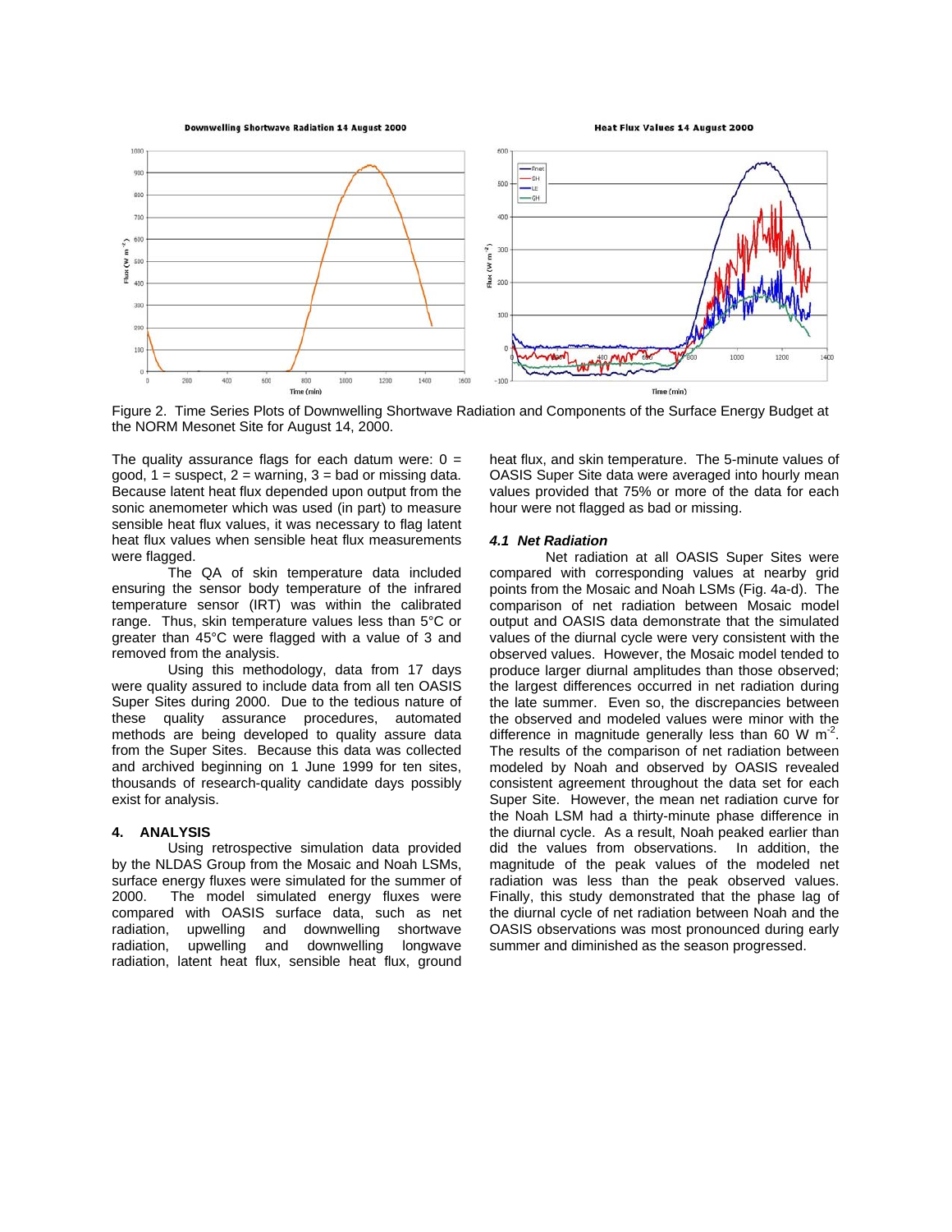Downwelling Shortwave Radiation 14 August 2000

1000
900
800
700
600
500
400
300
200
100
0

Flux (W m⁻²)

0 200 400 600 800 1000 1200 1400 1600

Time (min)

Heat Flux Values 14 August 2000

600
500
400
300
200
100
0
-100

Flux (W m⁻²)

Rnet
SH
LE
GH

0 200 400 600 800 1000 1200 1400

Time (min)

Figure 2. Time Series Plots of Downwelling Shortwave Radiation and Components of the Surface Energy Budget at the NORM Mesonet Site for August 14, 2000.

The quality assurance flags for each datum were: 0 = good, 1 = suspect, 2 = warning, 3 = bad or missing data. Because latent heat flux depended upon output from the sonic anemometer which was used (in part) to measure sensible heat flux values, it was necessary to flag latent heat flux values when sensible heat flux measurements were flagged.

The QA of skin temperature data included ensuring the sensor body temperature of the infrared temperature sensor (IRT) was within the calibrated range. Thus, skin temperature values less than 5°C or greater than 45°C were flagged with a value of 3 and removed from the analysis.

Using this methodology, data from 17 days were quality assured to include data from all ten OASIS Super Sites during 2000. Due to the tedious nature of these quality assurance procedures, automated methods are being developed to quality assure data from the Super Sites. Because this data was collected and archived beginning on 1 June 1999 for ten sites, thousands of research-quality candidate days possibly exist for analysis.

## 4. ANALYSIS

Using retrospective simulation data provided by the NLDAS Group from the Mosaic and Noah LSMs, surface energy fluxes were simulated for the summer of 2000. The model simulated energy fluxes were compared with OASIS surface data, such as net radiation, upwelling and downwelling shortwave radiation, upwelling and downwelling longwave radiation, latent heat flux, sensible heat flux, ground heat flux, and skin temperature. The 5-minute values of OASIS Super Site data were averaged into hourly mean values provided that 75% or more of the data for each hour were not flagged as bad or missing.

### *4.1 Net Radiation*

Net radiation at all OASIS Super Sites were compared with corresponding values at nearby grid points from the Mosaic and Noah LSMs (Fig. 4a-d). The comparison of net radiation between Mosaic model output and OASIS data demonstrate that the simulated values of the diurnal cycle were very consistent with the observed values. However, the Mosaic model tended to produce larger diurnal amplitudes than those observed; the largest differences occurred in net radiation during the late summer. Even so, the discrepancies between the observed and modeled values were minor with the difference in magnitude generally less than 60 W $m^{-2}$. The results of the comparison of net radiation between modeled by Noah and observed by OASIS revealed consistent agreement throughout the data set for each Super Site. However, the mean net radiation curve for the Noah LSM had a thirty-minute phase difference in the diurnal cycle. As a result, Noah peaked earlier than did the values from observations. In addition, the magnitude of the peak values of the modeled net radiation was less than the peak observed values. Finally, this study demonstrated that the phase lag of the diurnal cycle of net radiation between Noah and the OASIS observations was most pronounced during early summer and diminished as the season progressed.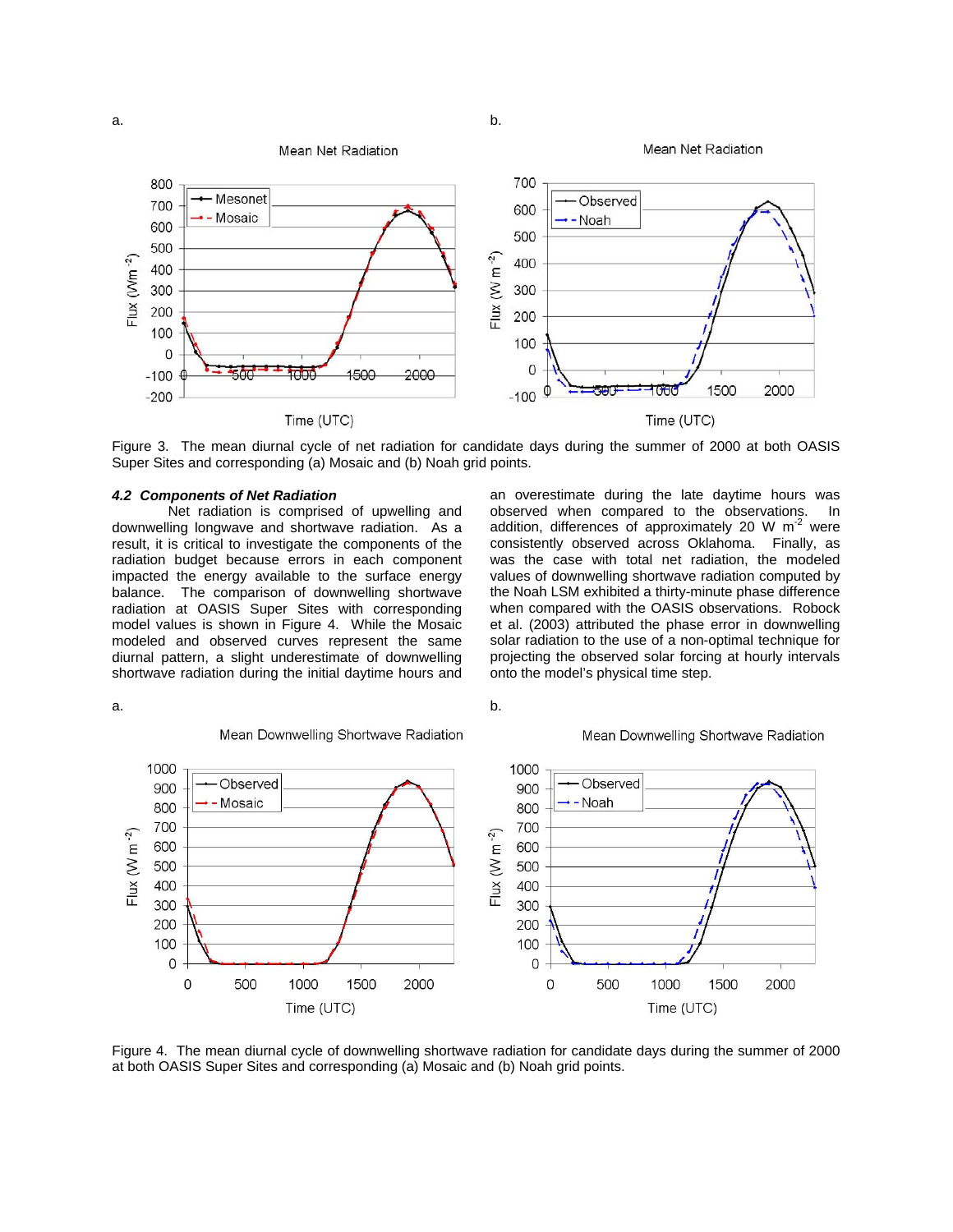a.

Mean Net Radiation

800
700
600
500
400
300
200
100
0
-100
-200

Flux (Wm $^{-2}$)

0 500 1000 1500 2000

Time (UTC)

Mesonet
Mosaic

b.

Mean Net Radiation

700
600
500
400
300
200
100
0
-100

Flux (W m $^{-2}$)

0 500 1000 1500 2000

Time (UTC)

Observed
Noah

Figure 3. The mean diurnal cycle of net radiation for candidate days during the summer of 2000 at both OASIS Super Sites and corresponding (a) Mosaic and (b) Noah grid points.

### *4.2 Components of Net Radiation*

Net radiation is comprised of upwelling and downwelling longwave and shortwave radiation. As a result, it is critical to investigate the components of the radiation budget because errors in each component impacted the energy available to the surface energy balance. The comparison of downwelling shortwave radiation at OASIS Super Sites with corresponding model values is shown in Figure 4. While the Mosaic modeled and observed curves represent the same diurnal pattern, a slight underestimate of downwelling shortwave radiation during the initial daytime hours and an overestimate during the late daytime hours was observed when compared to the observations. In addition, differences of approximately 20 W m $^{-2}$ were consistently observed across Oklahoma. Finally, as was the case with total net radiation, the modeled values of downwelling shortwave radiation computed by the Noah LSM exhibited a thirty-minute phase difference when compared with the OASIS observations. Robock et al. (2003) attributed the phase error in downwelling solar radiation to the use of a non-optimal technique for projecting the observed solar forcing at hourly intervals onto the model's physical time step.

a.

Mean Downwelling Shortwave Radiation

1000
900
800
700
600
500
400
300
200
100
0

Flux (W m $^{-2}$)

0 500 1000 1500 2000

Time (UTC)

Observed
Mosaic

b.

Mean Downwelling Shortwave Radiation

1000
900
800
700
600
500
400
300
200
100
0

Flux (W m $^{-2}$)

0 500 1000 1500 2000

Time (UTC)

Observed
Noah

Figure 4. The mean diurnal cycle of downwelling shortwave radiation for candidate days during the summer of 2000 at both OASIS Super Sites and corresponding (a) Mosaic and (b) Noah grid points.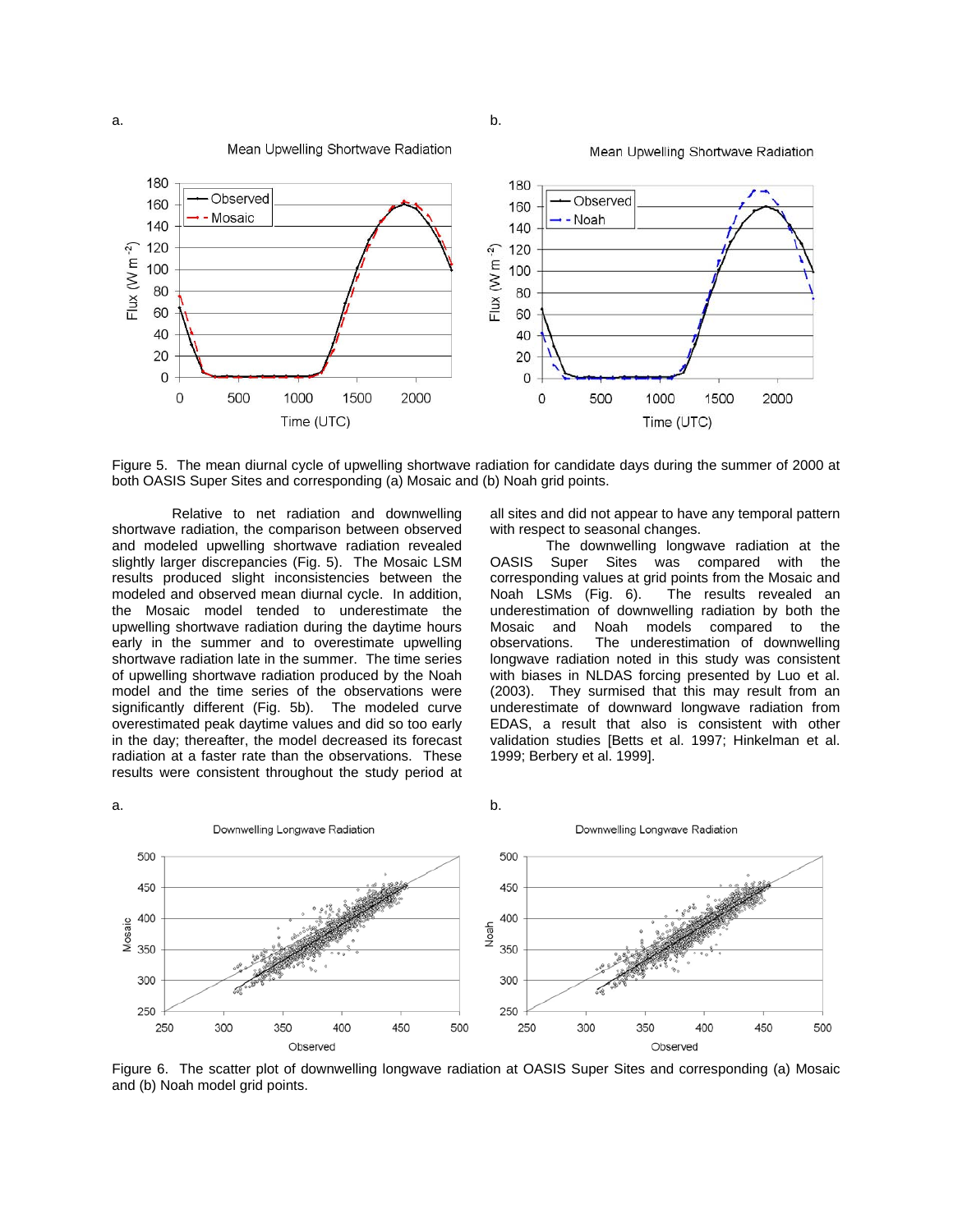a.

Mean Upwelling Shortwave Radiation

180
160
140
120
100
80
60
40
20
0

Flux (W m$^{-2}$)

0 500 1000 1500 2000

Time (UTC)

Observed
Mosaic

b.

Mean Upwelling Shortwave Radiation

180
160
140
120
100
80
60
40
20
0

Flux (W m$^{-2}$)

0 500 1000 1500 2000

Time (UTC)

Observed
Noah

Figure 5. The mean diurnal cycle of upwelling shortwave radiation for candidate days during the summer of 2000 at both OASIS Super Sites and corresponding (a) Mosaic and (b) Noah grid points.

Relative to net radiation and downwelling shortwave radiation, the comparison between observed and modeled upwelling shortwave radiation revealed slightly larger discrepancies (Fig. 5). The Mosaic LSM results produced slight inconsistencies between the modeled and observed mean diurnal cycle. In addition, the Mosaic model tended to underestimate the upwelling shortwave radiation during the daytime hours early in the summer and to overestimate upwelling shortwave radiation late in the summer. The time series of upwelling shortwave radiation produced by the Noah model and the time series of the observations were significantly different (Fig. 5b). The modeled curve overestimated peak daytime values and did so too early in the day; thereafter, the model decreased its forecast radiation at a faster rate than the observations. These results were consistent throughout the study period at all sites and did not appear to have any temporal pattern with respect to seasonal changes.

The downwelling longwave radiation at the OASIS Super Sites was compared with the corresponding values at grid points from the Mosaic and Noah LSMs (Fig. 6). The results revealed an underestimation of downwelling radiation by both the Mosaic and Noah models compared to the observations. The underestimation of downwelling longwave radiation noted in this study was consistent with biases in NLDAS forcing presented by Luo et al. (2003). They surmised that this may result from an underestimate of downward longwave radiation from EDAS, a result that also is consistent with other validation studies [Betts et al. 1997; Hinkelman et al. 1999; Berbery et al. 1999].

a.

Downwelling Longwave Radiation

500
450
400
350
300
250

Mosaic

250 300 350 400 450 500

Observed

b.

Downwelling Longwave Radiation

500
450
400
350
300
250

Noah

250 300 350 400 450 500

Observed

Figure 6. The scatter plot of downwelling longwave radiation at OASIS Super Sites and corresponding (a) Mosaic and (b) Noah model grid points.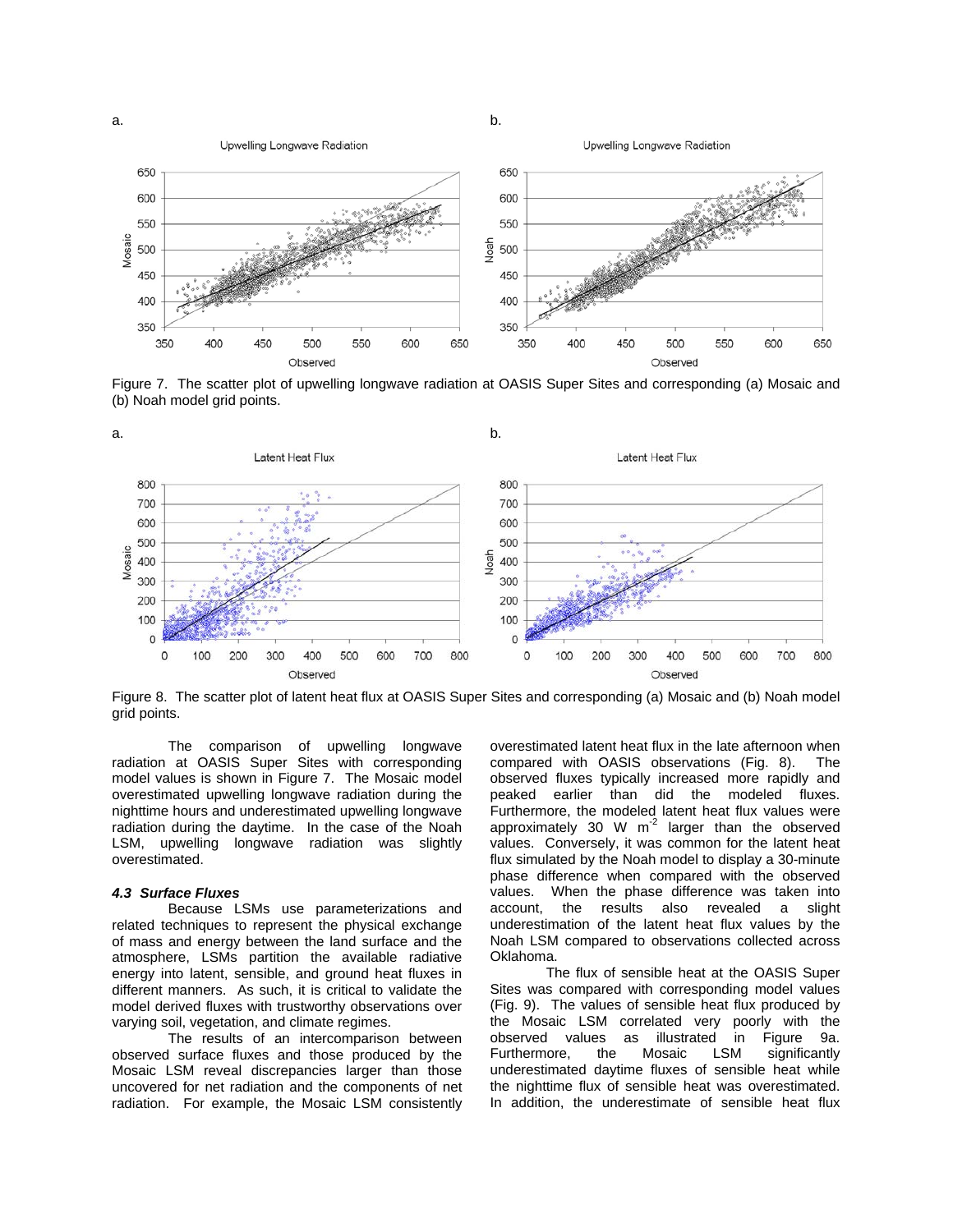a.

Upwelling Longwave Radiation

Mosaic

650
600
550
500
450
400
350

350 400 450 500 550 600 650

Observed

b.

Upwelling Longwave Radiation

Noah

650
600
550
500
450
400
350

350 400 450 500 550 600 650

Observed

Figure 7. The scatter plot of upwelling longwave radiation at OASIS Super Sites and corresponding (a) Mosaic and (b) Noah model grid points.

a.

Latent Heat Flux

Mosaic

800
700
600
500
400
300
200
100
0

0 100 200 300 400 500 600 700 800

Observed

b.

Latent Heat Flux

Noah

800
700
600
500
400
300
200
100
0

0 100 200 300 400 500 600 700 800

Observed

Figure 8. The scatter plot of latent heat flux at OASIS Super Sites and corresponding (a) Mosaic and (b) Noah model grid points.

The comparison of upwelling longwave radiation at OASIS Super Sites with corresponding model values is shown in Figure 7. The Mosaic model overestimated upwelling longwave radiation during the nighttime hours and underestimated upwelling longwave radiation during the daytime. In the case of the Noah LSM, upwelling longwave radiation was slightly overestimated.

### *4.3 Surface Fluxes*

Because LSMs use parameterizations and related techniques to represent the physical exchange of mass and energy between the land surface and the atmosphere, LSMs partition the available radiative energy into latent, sensible, and ground heat fluxes in different manners. As such, it is critical to validate the model derived fluxes with trustworthy observations over varying soil, vegetation, and climate regimes.

The results of an intercomparison between observed surface fluxes and those produced by the Mosaic LSM reveal discrepancies larger than those uncovered for net radiation and the components of net radiation. For example, the Mosaic LSM consistently overestimated latent heat flux in the late afternoon when compared with OASIS observations (Fig. 8). The observed fluxes typically increased more rapidly and peaked earlier than did the modeled fluxes. Furthermore, the modeled latent heat flux values were approximately 30 W $m^{-2}$ larger than the observed values. Conversely, it was common for the latent heat flux simulated by the Noah model to display a 30-minute phase difference when compared with the observed values. When the phase difference was taken into account, the results also revealed a slight underestimation of the latent heat flux values by the Noah LSM compared to observations collected across Oklahoma.

The flux of sensible heat at the OASIS Super Sites was compared with corresponding model values (Fig. 9). The values of sensible heat flux produced by the Mosaic LSM correlated very poorly with the observed values as illustrated in Figure 9a. Furthermore, the Mosaic LSM significantly underestimated daytime fluxes of sensible heat while the nighttime flux of sensible heat was overestimated. In addition, the underestimate of sensible heat flux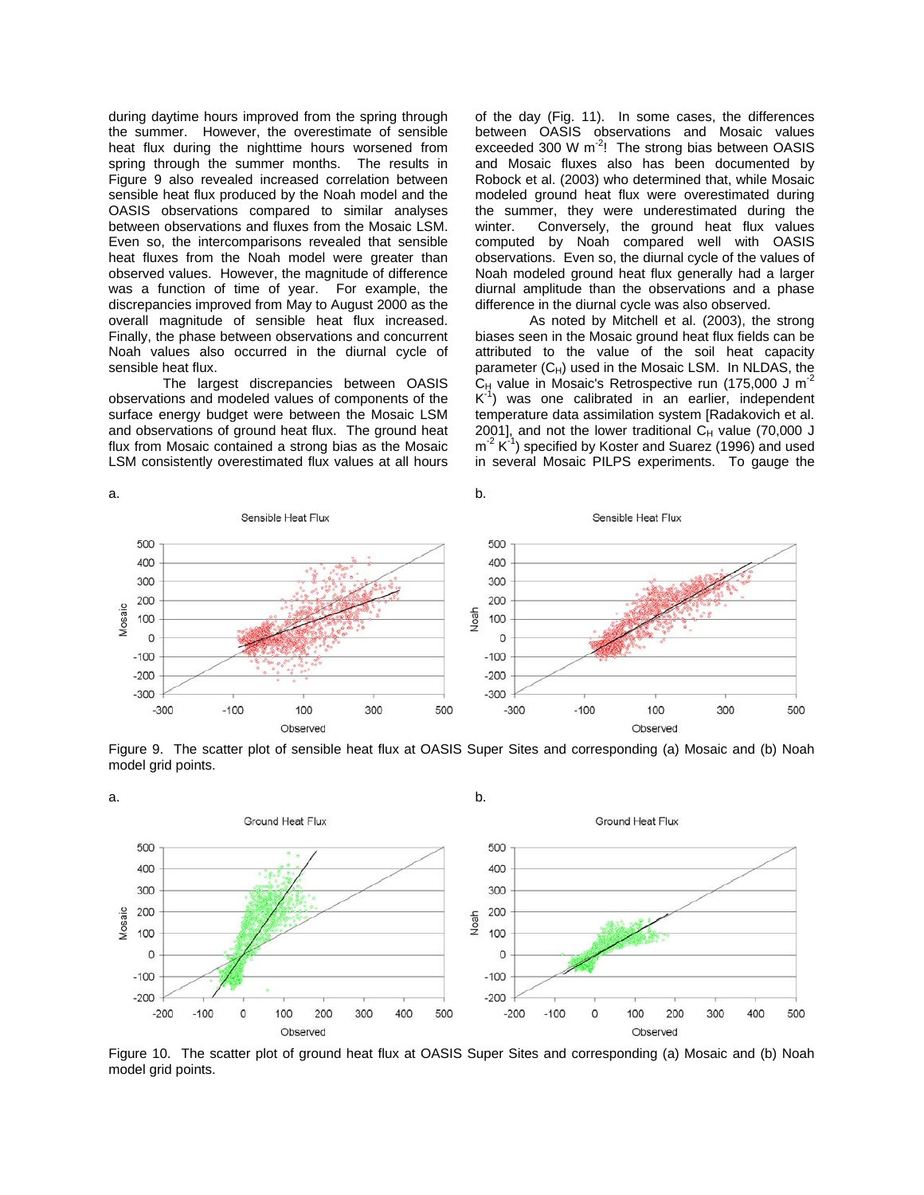during daytime hours improved from the spring through the summer. However, the overestimate of sensible heat flux during the nighttime hours worsened from spring through the summer months. The results in Figure 9 also revealed increased correlation between sensible heat flux produced by the Noah model and the OASIS observations compared to similar analyses between observations and fluxes from the Mosaic LSM. Even so, the intercomparisons revealed that sensible heat fluxes from the Noah model were greater than observed values. However, the magnitude of difference was a function of time of year. For example, the discrepancies improved from May to August 2000 as the overall magnitude of sensible heat flux increased. Finally, the phase between observations and concurrent Noah values also occurred in the diurnal cycle of sensible heat flux.

The largest discrepancies between OASIS observations and modeled values of components of the surface energy budget were between the Mosaic LSM and observations of ground heat flux. The ground heat flux from Mosaic contained a strong bias as the Mosaic LSM consistently overestimated flux values at all hours of the day (Fig. 11). In some cases, the differences between OASIS observations and Mosaic values exceeded 300 W $m^{-2}$! The strong bias between OASIS and Mosaic fluxes also has been documented by Robock et al. (2003) who determined that, while Mosaic modeled ground heat flux were overestimated during the summer, they were underestimated during the winter. Conversely, the ground heat flux values computed by Noah compared well with OASIS observations. Even so, the diurnal cycle of the values of Noah modeled ground heat flux generally had a larger diurnal amplitude than the observations and a phase difference in the diurnal cycle was also observed.

As noted by Mitchell et al. (2003), the strong biases seen in the Mosaic ground heat flux fields can be attributed to the value of the soil heat capacity parameter ($C_H$) used in the Mosaic LSM. In NLDAS, the $C_H$ value in Mosaic's Retrospective run (175,000 J $m^{-2}$ $K^{-1}$) was one calibrated in an earlier, independent temperature data assimilation system [Radakovich et al. 2001], and not the lower traditional $C_H$ value (70,000 J $m^{-2}$ $K^{-1}$) specified by Koster and Suarez (1996) and used in several Mosaic PILPS experiments. To gauge the

a.

Sensible Heat Flux

Mosaic

Observed

b.

Sensible Heat Flux

Noah

Observed

Figure 9. The scatter plot of sensible heat flux at OASIS Super Sites and corresponding (a) Mosaic and (b) Noah model grid points.

a.

Ground Heat Flux

Mosaic

Observed

b.

Ground Heat Flux

Noah

Observed

Figure 10. The scatter plot of ground heat flux at OASIS Super Sites and corresponding (a) Mosaic and (b) Noah model grid points.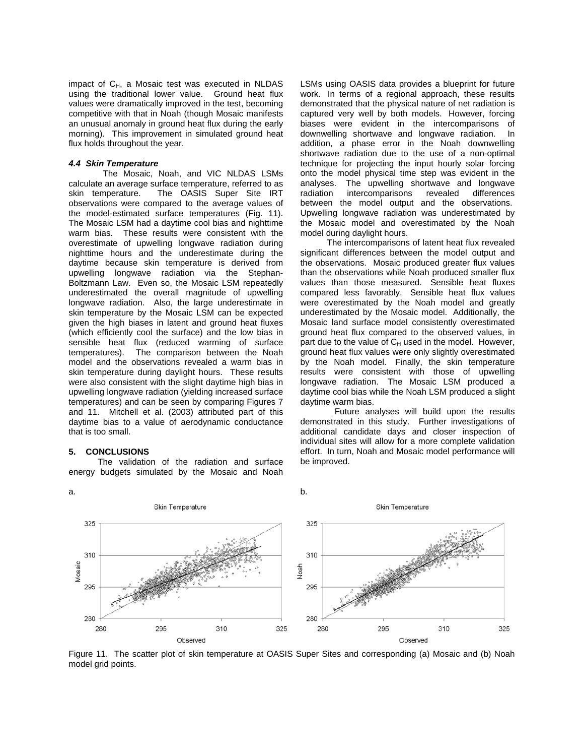impact of $C_H$, a Mosaic test was executed in NLDAS using the traditional lower value. Ground heat flux values were dramatically improved in the test, becoming competitive with that in Noah (though Mosaic manifests an unusual anomaly in ground heat flux during the early morning). This improvement in simulated ground heat flux holds throughout the year.

### *4.4 Skin Temperature*

The Mosaic, Noah, and VIC NLDAS LSMs calculate an average surface temperature, referred to as skin temperature. The OASIS Super Site IRT observations were compared to the average values of the model-estimated surface temperatures (Fig. 11). The Mosaic LSM had a daytime cool bias and nighttime warm bias. These results were consistent with the overestimate of upwelling longwave radiation during nighttime hours and the underestimate during the daytime because skin temperature is derived from upwelling longwave radiation via the Stephan-Boltzmann Law. Even so, the Mosaic LSM repeatedly underestimated the overall magnitude of upwelling longwave radiation. Also, the large underestimate in skin temperature by the Mosaic LSM can be expected given the high biases in latent and ground heat fluxes (which efficiently cool the surface) and the low bias in sensible heat flux (reduced warming of surface temperatures). The comparison between the Noah model and the observations revealed a warm bias in skin temperature during daylight hours. These results were also consistent with the slight daytime high bias in upwelling longwave radiation (yielding increased surface temperatures) and can be seen by comparing Figures 7 and 11. Mitchell et al. (2003) attributed part of this daytime bias to a value of aerodynamic conductance that is too small.

## 5. CONCLUSIONS

The validation of the radiation and surface energy budgets simulated by the Mosaic and Noah LSMs using OASIS data provides a blueprint for future work. In terms of a regional approach, these results demonstrated that the physical nature of net radiation is captured very well by both models. However, forcing biases were evident in the intercomparisons of downwelling shortwave and longwave radiation. In addition, a phase error in the Noah downwelling shortwave radiation due to the use of a non-optimal technique for projecting the input hourly solar forcing onto the model physical time step was evident in the analyses. The upwelling shortwave and longwave radiation intercomparisons revealed differences between the model output and the observations. Upwelling longwave radiation was underestimated by the Mosaic model and overestimated by the Noah model during daylight hours.

The intercomparisons of latent heat flux revealed significant differences between the model output and the observations. Mosaic produced greater flux values than the observations while Noah produced smaller flux values than those measured. Sensible heat fluxes compared less favorably. Sensible heat flux values were overestimated by the Noah model and greatly underestimated by the Mosaic model. Additionally, the Mosaic land surface model consistently overestimated ground heat flux compared to the observed values, in part due to the value of $C_H$ used in the model. However, ground heat flux values were only slightly overestimated by the Noah model. Finally, the skin temperature results were consistent with those of upwelling longwave radiation. The Mosaic LSM produced a daytime cool bias while the Noah LSM produced a slight daytime warm bias.

Future analyses will build upon the results demonstrated in this study. Further investigations of additional candidate days and closer inspection of individual sites will allow for a more complete validation effort. In turn, Noah and Mosaic model performance will be improved.

a.

Skin Temperature

Mosaic

325
310
295
280

280 295 310 325

Observed

b.

Skin Temperature

Noah

325
310
295
280

280 295 310 325

Observed

Figure 11. The scatter plot of skin temperature at OASIS Super Sites and corresponding (a) Mosaic and (b) Noah model grid points.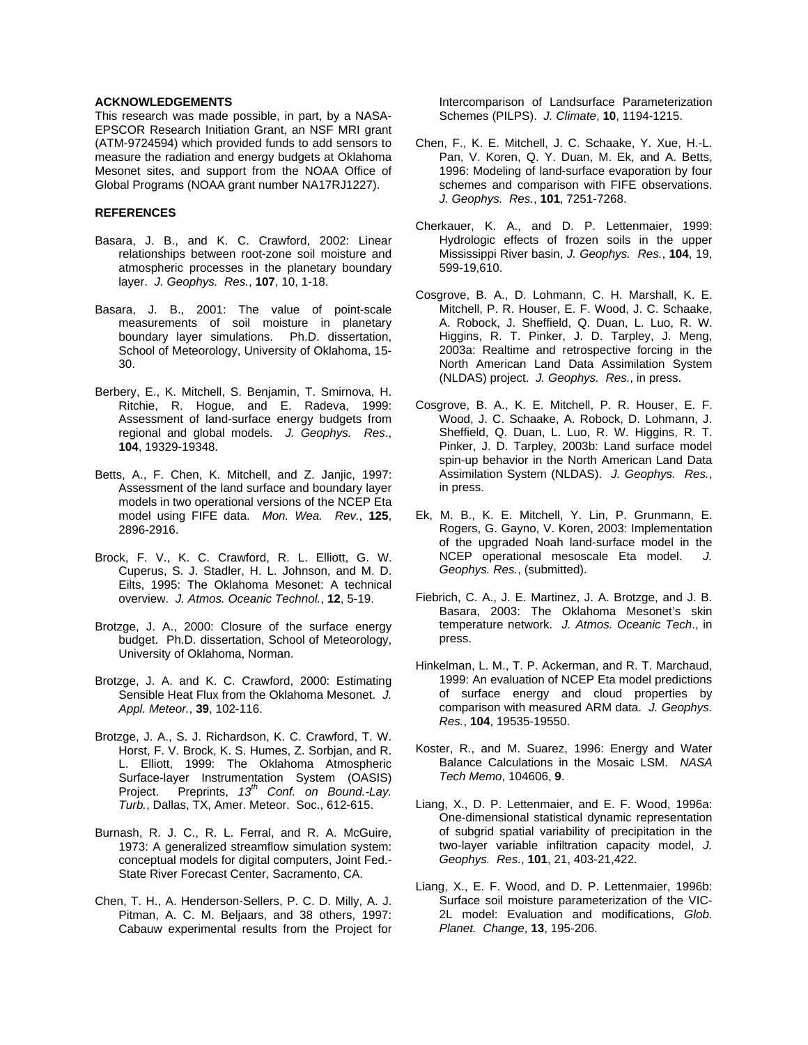**ACKNOWLEDGEMENTS**

This research was made possible, in part, by a NASA-EPSCOR Research Initiation Grant, an NSF MRI grant (ATM-9724594) which provided funds to add sensors to measure the radiation and energy budgets at Oklahoma Mesonet sites, and support from the NOAA Office of Global Programs (NOAA grant number NA17RJ1227).

**REFERENCES**

Basara, J. B., and K. C. Crawford, 2002: Linear relationships between root-zone soil moisture and atmospheric processes in the planetary boundary layer. *J. Geophys. Res.*, **107**, 10, 1-18.

Basara, J. B., 2001: The value of point-scale measurements of soil moisture in planetary boundary layer simulations. Ph.D. dissertation, School of Meteorology, University of Oklahoma, 15-30.

Berbery, E., K. Mitchell, S. Benjamin, T. Smirnova, H. Ritchie, R. Hogue, and E. Radeva, 1999: Assessment of land-surface energy budgets from regional and global models. *J. Geophys. Res*., **104**, 19329-19348.

Betts, A., F. Chen, K. Mitchell, and Z. Janjic, 1997: Assessment of the land surface and boundary layer models in two operational versions of the NCEP Eta model using FIFE data. *Mon. Wea. Rev.*, **125**, 2896-2916.

Brock, F. V., K. C. Crawford, R. L. Elliott, G. W. Cuperus, S. J. Stadler, H. L. Johnson, and M. D. Eilts, 1995: The Oklahoma Mesonet: A technical overview. *J. Atmos. Oceanic Technol.*, **12**, 5-19.

Brotzge, J. A., 2000: Closure of the surface energy budget. Ph.D. dissertation, School of Meteorology, University of Oklahoma, Norman.

Brotzge, J. A. and K. C. Crawford, 2000: Estimating Sensible Heat Flux from the Oklahoma Mesonet. *J. Appl. Meteor.*, **39**, 102-116.

Brotzge, J. A., S. J. Richardson, K. C. Crawford, T. W. Horst, F. V. Brock, K. S. Humes, Z. Sorbjan, and R. L. Elliott, 1999: The Oklahoma Atmospheric Surface-layer Instrumentation System (OASIS) Project. Preprints, *13th Conf. on Bound.-Lay. Turb.*, Dallas, TX, Amer. Meteor. Soc., 612-615.

Burnash, R. J. C., R. L. Ferral, and R. A. McGuire, 1973: A generalized streamflow simulation system: conceptual models for digital computers, Joint Fed.-State River Forecast Center, Sacramento, CA.

Chen, T. H., A. Henderson-Sellers, P. C. D. Milly, A. J. Pitman, A. C. M. Beljaars, and 38 others, 1997: Cabauw experimental results from the Project for Intercomparison of Landsurface Parameterization Schemes (PILPS). *J. Climate*, **10**, 1194-1215.

Chen, F., K. E. Mitchell, J. C. Schaake, Y. Xue, H.-L. Pan, V. Koren, Q. Y. Duan, M. Ek, and A. Betts, 1996: Modeling of land-surface evaporation by four schemes and comparison with FIFE observations. *J. Geophys. Res.*, **101**, 7251-7268.

Cherkauer, K. A., and D. P. Lettenmaier, 1999: Hydrologic effects of frozen soils in the upper Mississippi River basin, *J. Geophys. Res.*, **104**, 19, 599-19,610.

Cosgrove, B. A., D. Lohmann, C. H. Marshall, K. E. Mitchell, P. R. Houser, E. F. Wood, J. C. Schaake, A. Robock, J. Sheffield, Q. Duan, L. Luo, R. W. Higgins, R. T. Pinker, J. D. Tarpley, J. Meng, 2003a: Realtime and retrospective forcing in the North American Land Data Assimilation System (NLDAS) project. *J. Geophys. Res.*, in press.

Cosgrove, B. A., K. E. Mitchell, P. R. Houser, E. F. Wood, J. C. Schaake, A. Robock, D. Lohmann, J. Sheffield, Q. Duan, L. Luo, R. W. Higgins, R. T. Pinker, J. D. Tarpley, 2003b: Land surface model spin-up behavior in the North American Land Data Assimilation System (NLDAS). *J. Geophys. Res.*, in press.

Ek, M. B., K. E. Mitchell, Y. Lin, P. Grunmann, E. Rogers, G. Gayno, V. Koren, 2003: Implementation of the upgraded Noah land-surface model in the NCEP operational mesoscale Eta model. *J. Geophys. Res.*, (submitted).

Fiebrich, C. A., J. E. Martinez, J. A. Brotzge, and J. B. Basara, 2003: The Oklahoma Mesonet's skin temperature network. *J. Atmos. Oceanic Tech*., in press.

Hinkelman, L. M., T. P. Ackerman, and R. T. Marchaud, 1999: An evaluation of NCEP Eta model predictions of surface energy and cloud properties by comparison with measured ARM data. *J. Geophys. Res.*, **104**, 19535-19550.

Koster, R., and M. Suarez, 1996: Energy and Water Balance Calculations in the Mosaic LSM. *NASA Tech Memo*, 104606, **9**.

Liang, X., D. P. Lettenmaier, and E. F. Wood, 1996a: One-dimensional statistical dynamic representation of subgrid spatial variability of precipitation in the two-layer variable infiltration capacity model, *J. Geophys. Res.*, **101**, 21, 403-21,422.

Liang, X., E. F. Wood, and D. P. Lettenmaier, 1996b: Surface soil moisture parameterization of the VIC-2L model: Evaluation and modifications, *Glob. Planet. Change*, **13**, 195-206.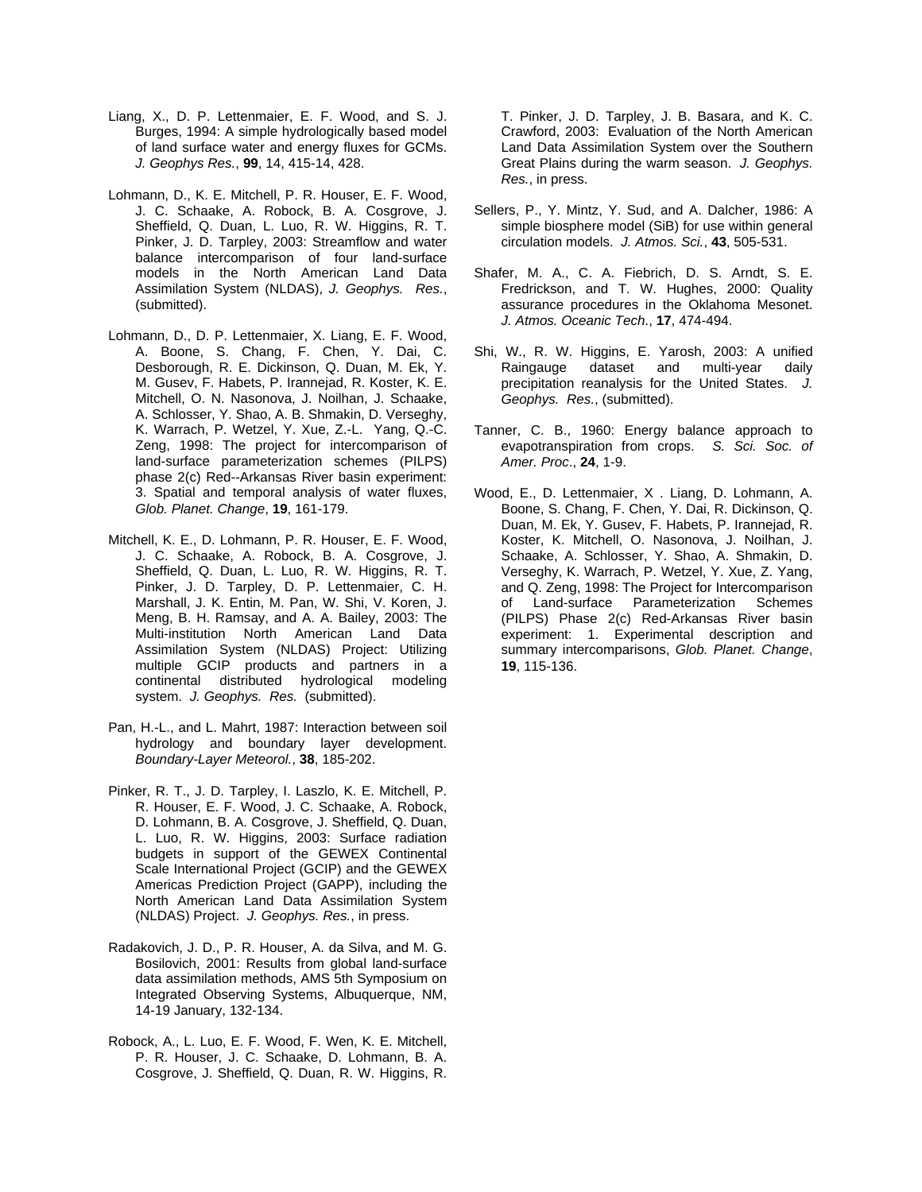Liang, X., D. P. Lettenmaier, E. F. Wood, and S. J. Burges, 1994: A simple hydrologically based model of land surface water and energy fluxes for GCMs. *J. Geophys Res.*, **99**, 14, 415-14, 428.

Lohmann, D., K. E. Mitchell, P. R. Houser, E. F. Wood, J. C. Schaake, A. Robock, B. A. Cosgrove, J. Sheffield, Q. Duan, L. Luo, R. W. Higgins, R. T. Pinker, J. D. Tarpley, 2003: Streamflow and water balance intercomparison of four land-surface models in the North American Land Data Assimilation System (NLDAS), *J. Geophys. Res.*, (submitted).

Lohmann, D., D. P. Lettenmaier, X. Liang, E. F. Wood, A. Boone, S. Chang, F. Chen, Y. Dai, C. Desborough, R. E. Dickinson, Q. Duan, M. Ek, Y. M. Gusev, F. Habets, P. Irannejad, R. Koster, K. E. Mitchell, O. N. Nasonova, J. Noilhan, J. Schaake, A. Schlosser, Y. Shao, A. B. Shmakin, D. Verseghy, K. Warrach, P. Wetzel, Y. Xue, Z.-L. Yang, Q.-C. Zeng, 1998: The project for intercomparison of land-surface parameterization schemes (PILPS) phase 2(c) Red--Arkansas River basin experiment: 3. Spatial and temporal analysis of water fluxes, *Glob. Planet. Change*, **19**, 161-179.

Mitchell, K. E., D. Lohmann, P. R. Houser, E. F. Wood, J. C. Schaake, A. Robock, B. A. Cosgrove, J. Sheffield, Q. Duan, L. Luo, R. W. Higgins, R. T. Pinker, J. D. Tarpley, D. P. Lettenmaier, C. H. Marshall, J. K. Entin, M. Pan, W. Shi, V. Koren, J. Meng, B. H. Ramsay, and A. A. Bailey, 2003: The Multi-institution North American Land Data Assimilation System (NLDAS) Project: Utilizing multiple GCIP products and partners in a continental distributed hydrological modeling system. *J. Geophys. Res.* (submitted).

Pan, H.-L., and L. Mahrt, 1987: Interaction between soil hydrology and boundary layer development. *Boundary-Layer Meteorol.*, **38**, 185-202.

Pinker, R. T., J. D. Tarpley, I. Laszlo, K. E. Mitchell, P. R. Houser, E. F. Wood, J. C. Schaake, A. Robock, D. Lohmann, B. A. Cosgrove, J. Sheffield, Q. Duan, L. Luo, R. W. Higgins, 2003: Surface radiation budgets in support of the GEWEX Continental Scale International Project (GCIP) and the GEWEX Americas Prediction Project (GAPP), including the North American Land Data Assimilation System (NLDAS) Project. *J. Geophys Res.*, in press.

Radakovich, J. D., P. R. Houser, A. da Silva, and M. G. Bosilovich, 2001: Results from global land-surface data assimilation methods, AMS 5th Symposium on Integrated Observing Systems, Albuquerque, NM, 14-19 January, 132-134.

Robock, A., L. Luo, E. F. Wood, F. Wen, K. E. Mitchell, P. R. Houser, J. C. Schaake, D. Lohmann, B. A. Cosgrove, J. Sheffield, Q. Duan, R. W. Higgins, R. T. Pinker, J. D. Tarpley, J. B. Basara, and K. C. Crawford, 2003: Evaluation of the North American Land Data Assimilation System over the Southern Great Plains during the warm season. *J. Geophys. Res.*, in press.

Sellers, P., Y. Mintz, Y. Sud, and A. Dalcher, 1986: A simple biosphere model (SiB) for use within general circulation models. *J. Atmos. Sci.*, **43**, 505-531.

Shafer, M. A., C. A. Fiebrich, D. S. Arndt, S. E. Fredrickson, and T. W. Hughes, 2000: Quality assurance procedures in the Oklahoma Mesonet. *J. Atmos. Oceanic Tech*., **17**, 474-494.

Shi, W., R. W. Higgins, E. Yarosh, 2003: A unified Raingauge dataset and multi-year daily precipitation reanalysis for the United States. *J. Geophys. Res.*, (submitted).

Tanner, C. B., 1960: Energy balance approach to evapotranspiration from crops. *S. Sci. Soc. of Amer. Proc*., **24**, 1-9.

Wood, E., D. Lettenmaier, X . Liang, D. Lohmann, A. Boone, S. Chang, F. Chen, Y. Dai, R. Dickinson, Q. Duan, M. Ek, Y. Gusev, F. Habets, P. Irannejad, R. Koster, K. Mitchell, O. Nasonova, J. Noilhan, J. Schaake, A. Schlosser, Y. Shao, A. Shmakin, D. Verseghy, K. Warrach, P. Wetzel, Y. Xue, Z. Yang, and Q. Zeng, 1998: The Project for Intercomparison of Land-surface Parameterization Schemes (PILPS) Phase 2(c) Red-Arkansas River basin experiment: 1. Experimental description and summary intercomparisons, *Glob. Planet. Change*, **19**, 115-136.